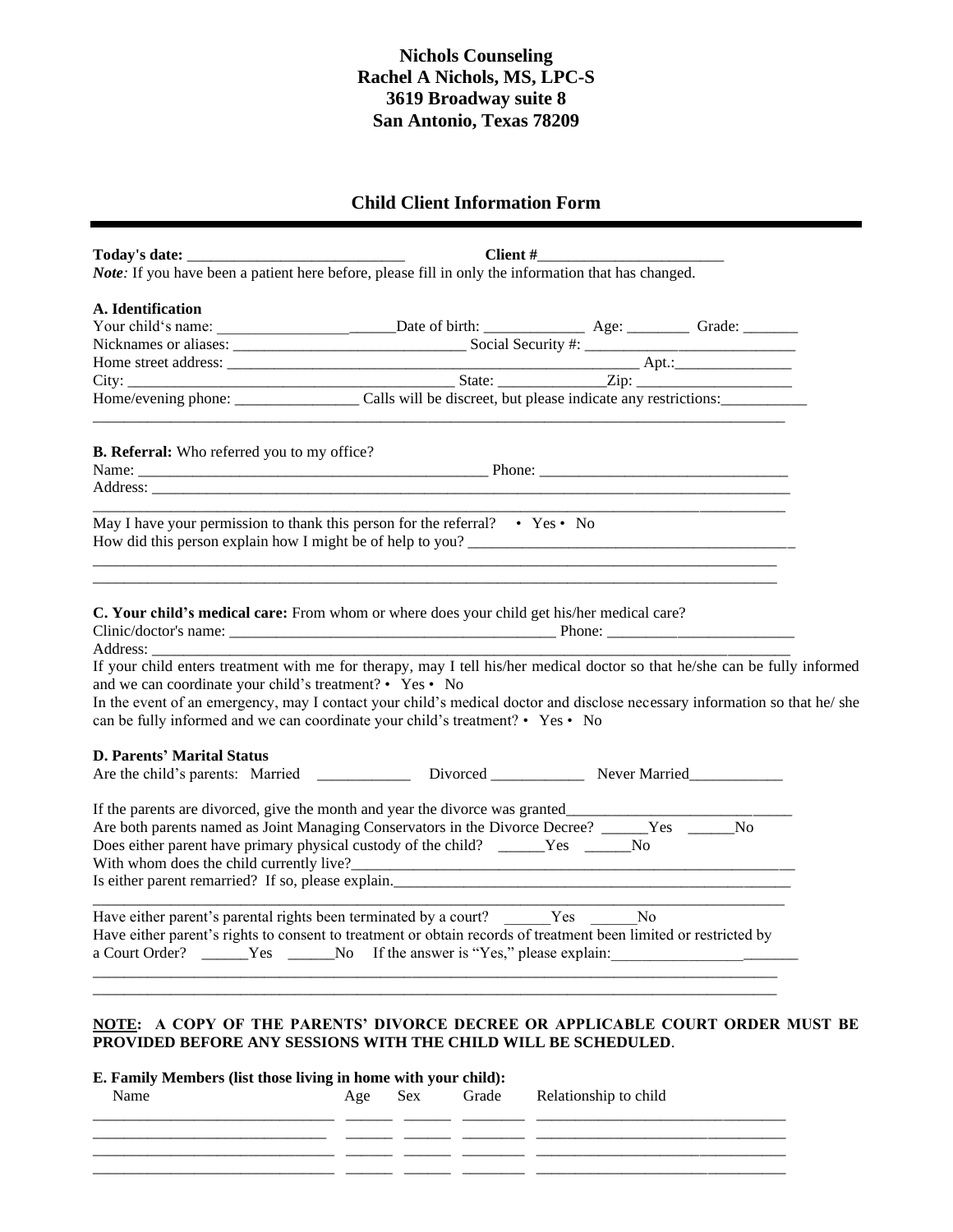**Nichols Counseling**
**Rachel A Nichols, MS, LPC-S**
**3619 Broadway suite 8**
**San Antonio, Texas 78209**

# Child Client Information Form

---

**Today's date:** ____________________________ **Client #**________________________

***Note:*** If you have been a patient here before, please fill in only the information that has changed.

### A. Identification

Your child's name: _______________________ Date of birth: _____________ Age: ________ Grade: _______

Nicknames or aliases: ______________________________ Social Security #: ___________________________

Home street address: ________________________________________________________ Apt.:_______________

City: __________________________________________ State: ______________Zip: ____________________

Home/evening phone: ________________ Calls will be discreet, but please indicate any restrictions:___________

_____________________________________________________________________________________________

**B. Referral:** Who referred you to my office?

Name: _______________________________________________ Phone: ________________________________

Address: ______________________________________________________________________________________

_____________________________________________________________________________________________

May I have your permission to thank this person for the referral? • Yes • No

How did this person explain how I might be of help to you? __________________________________________

_____________________________________________________________________________________________

_____________________________________________________________________________________________

**C. Your child's medical care:** From whom or where does your child get his/her medical care?

Clinic/doctor's name: __________________________________________ Phone: ________________________

Address: ______________________________________________________________________________________

If your child enters treatment with me for therapy, may I tell his/her medical doctor so that he/she can be fully informed and we can coordinate your child's treatment? • Yes • No

In the event of an emergency, may I contact your child's medical doctor and disclose necessary information so that he/ she can be fully informed and we can coordinate your child's treatment? • Yes • No

### D. Parents' Marital Status

Are the child's parents: Married ____________ Divorced ____________ Never Married____________

If the parents are divorced, give the month and year the divorce was granted_____________________________

Are both parents named as Joint Managing Conservators in the Divorce Decree? ______Yes ______No

Does either parent have primary physical custody of the child? ______Yes ______No

With whom does the child currently live?_____________________________________________________________

Is either parent remarried? If so, please explain.______________________________________________________

_____________________________________________________________________________________________

Have either parent's parental rights been terminated by a court? ______Yes ______No

Have either parent's rights to consent to treatment or obtain records of treatment been limited or restricted by a Court Order? ______Yes ______No If the answer is "Yes," please explain:_________________________

_____________________________________________________________________________________________

_____________________________________________________________________________________________

**<u>NOTE</u>: A COPY OF THE PARENTS' DIVORCE DECREE OR APPLICABLE COURT ORDER MUST BE PROVIDED BEFORE ANY SESSIONS WITH THE CHILD WILL BE SCHEDULED**.

### E. Family Members (list those living in home with your child):

| Name | Age | Sex | Grade | Relationship to child |
|---|---|---|---|---|
| | | | | |
| | | | | |
| | | | | |
| | | | | |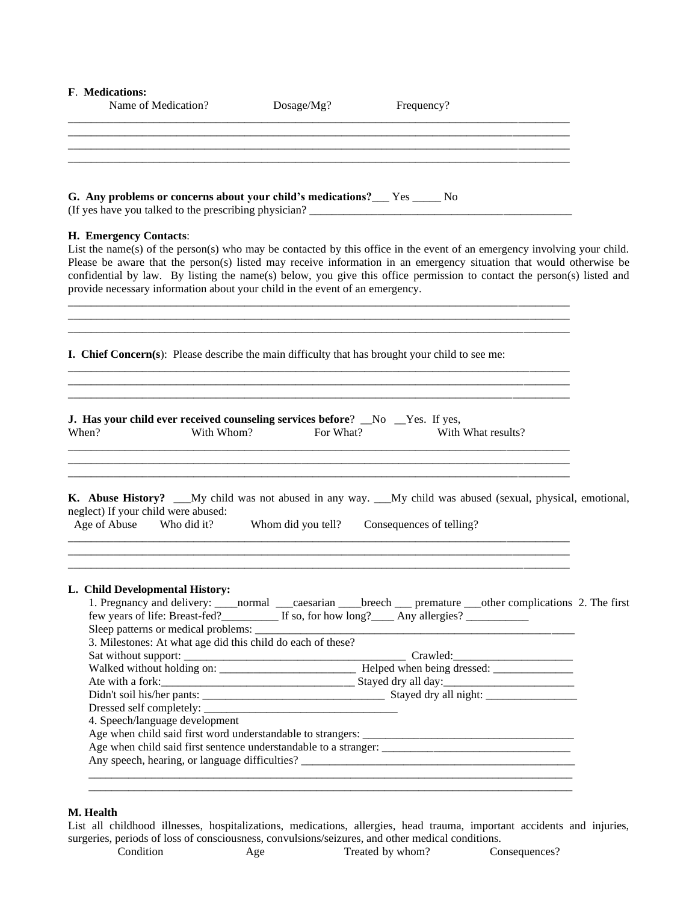**F**. **Medications:**

Name of Medication? Dosage/Mg? Frequency?

___________________________________________________________________________________________

___________________________________________________________________________________________

___________________________________________________________________________________________

___________________________________________________________________________________________

**G. Any problems or concerns about your child's medications?**___ Yes _____ No
(If yes have you talked to the prescribing physician? _______________________________________________

**H. Emergency Contacts**:
List the name(s) of the person(s) who may be contacted by this office in the event of an emergency involving your child. Please be aware that the person(s) listed may receive information in an emergency situation that would otherwise be confidential by law. By listing the name(s) below, you give this office permission to contact the person(s) listed and provide necessary information about your child in the event of an emergency.

___________________________________________________________________________________________

___________________________________________________________________________________________

___________________________________________________________________________________________

**I. Chief Concern(s**): Please describe the main difficulty that has brought your child to see me:

___________________________________________________________________________________________

___________________________________________________________________________________________

___________________________________________________________________________________________

**J. Has your child ever received counseling services before**? __No __Yes. If yes,
When? With Whom? For What? With What results?

___________________________________________________________________________________________

___________________________________________________________________________________________

___________________________________________________________________________________________

**K. Abuse History?** ___My child was not abused in any way. ___My child was abused (sexual, physical, emotional, neglect) If your child were abused:
Age of Abuse Who did it? Whom did you tell? Consequences of telling?

___________________________________________________________________________________________

___________________________________________________________________________________________

___________________________________________________________________________________________

**L. Child Developmental History:**

1. Pregnancy and delivery: ____normal ___caesarian ____breech ___ premature ___other complications 2. The first few years of life: Breast-fed?__________ If so, for how long?____ Any allergies? ___________
Sleep patterns or medical problems: ___________________________________________________________
3. Milestones: At what age did this child do each of these?
Sat without support: ______________________________________ Crawled:_____________________
Walked without holding on: ________________________ Helped when being dressed: ______________
Ate with a fork:_________________________________ Stayed dry all day:_______________________
Didn't soil his/her pants: ________________________________ Stayed dry all night: ________________
Dressed self completely: __________________________________
4. Speech/language development
Age when child said first word understandable to strangers: _____________________________________
Age when child said first sentence understandable to a stranger: _________________________________
Any speech, hearing, or language difficulties? ________________________________________________
___________________________________________________________________________________________
___________________________________________________________________________________________

**M. Health**
List all childhood illnesses, hospitalizations, medications, allergies, head trauma, important accidents and injuries, surgeries, periods of loss of consciousness, convulsions/seizures, and other medical conditions.

Condition Age Treated by whom? Consequences?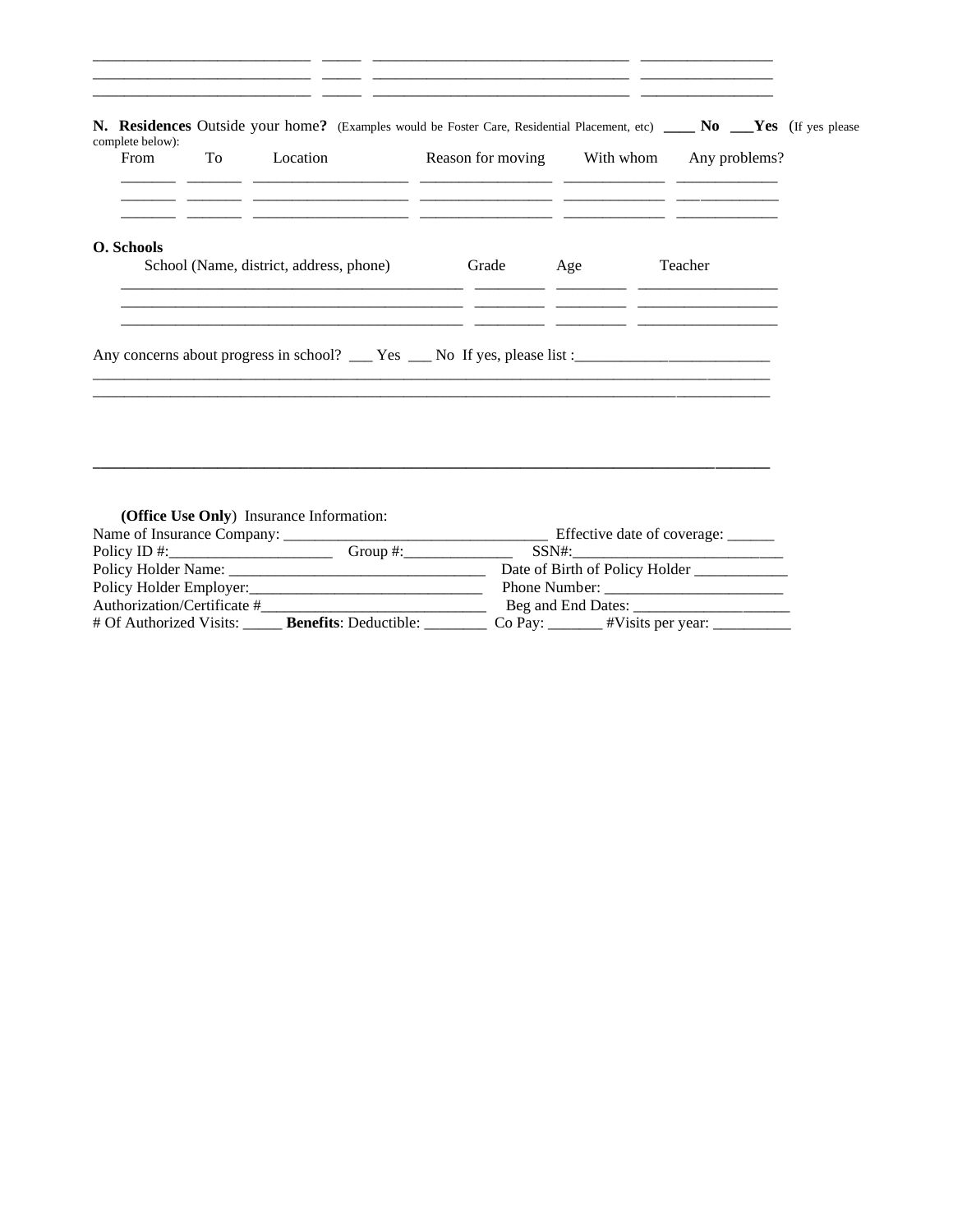___________________________ _____ ________________________________ ________________
___________________________ _____ ________________________________ ________________
___________________________ _____ ________________________________ ________________

**N. Residences** Outside your home**?** (Examples would be Foster Care, Residential Placement, etc) ____ **No** ___**Yes** (If yes please complete below):

| From | To | Location | Reason for moving | With whom | Any problems? |
|---|---|---|---|---|---|
| | | | | | |
| | | | | | |
| | | | | | |

**O. Schools**

| School (Name, district, address, phone) | Grade | Age | Teacher |
|---|---|---|---|
| | | | |
| | | | |
| | | | |

Any concerns about progress in school? ___ Yes ___ No If yes, please list :_________________________
_____________________________________________________________________________________
_____________________________________________________________________________________

_____________________________________________________________________________________

(**Office Use Only**) Insurance Information:

Name of Insurance Company: __________________________________ Effective date of coverage: ______
Policy ID #:_____________________ Group #:______________ SSN#:___________________________
Policy Holder Name: ________________________________ Date of Birth of Policy Holder ____________
Policy Holder Employer:______________________________ Phone Number: _______________________
Authorization/Certificate #_____________________________ Beg and End Dates: ____________________
# Of Authorized Visits: _____ **Benefits**: Deductible: ________ Co Pay: _______ #Visits per year: __________